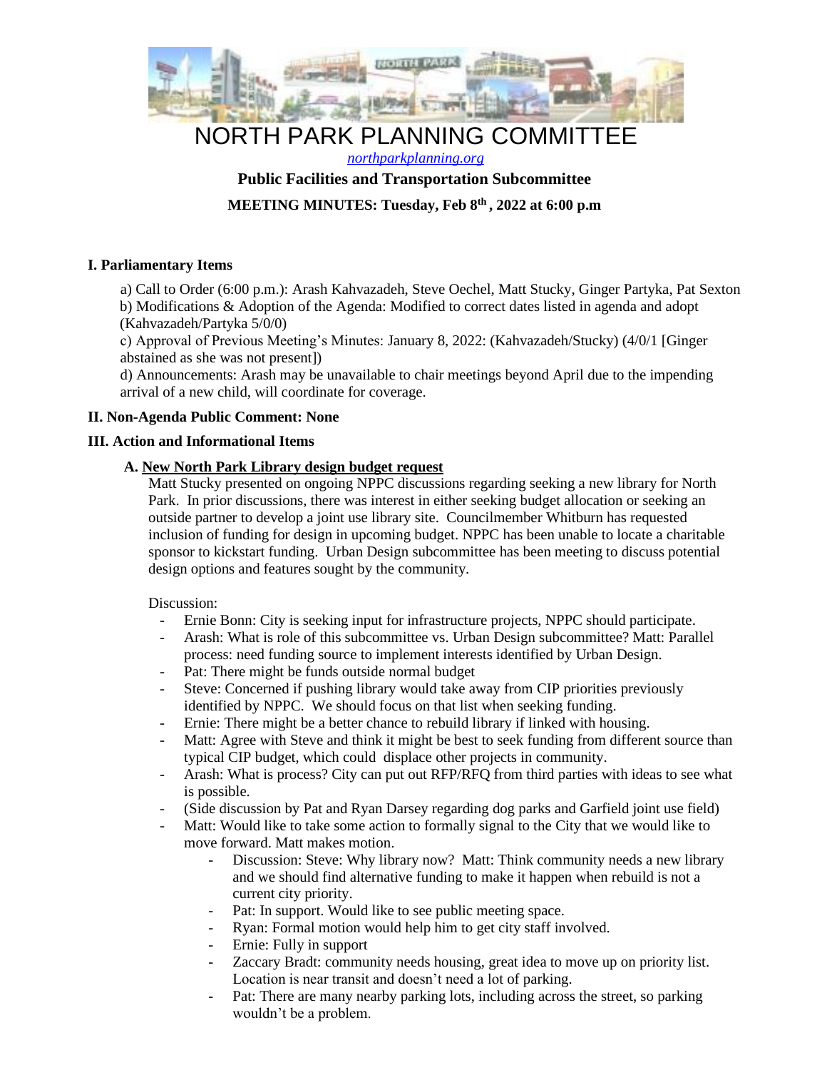# NORTH PARK PLANNING COMMITTEE

[northparkplanning.org](northparkplanning.org)

**Public Facilities and Transportation Subcommittee**

**MEETING MINUTES: Tuesday, Feb 8th, 2022 at 6:00 p.m**

## I. Parliamentary Items

a) Call to Order (6:00 p.m.): Arash Kahvazadeh, Steve Oechel, Matt Stucky, Ginger Partyka, Pat Sexton

b) Modifications & Adoption of the Agenda: Modified to correct dates listed in agenda and adopt (Kahvazadeh/Partyka 5/0/0)

c) Approval of Previous Meeting's Minutes: January 8, 2022: (Kahvazadeh/Stucky) (4/0/1 [Ginger abstained as she was not present])

d) Announcements: Arash may be unavailable to chair meetings beyond April due to the impending arrival of a new child, will coordinate for coverage.

## II. Non-Agenda Public Comment: None

## III. Action and Informational Items

### A. New North Park Library design budget request

Matt Stucky presented on ongoing NPPC discussions regarding seeking a new library for North Park. In prior discussions, there was interest in either seeking budget allocation or seeking an outside partner to develop a joint use library site. Councilmember Whitburn has requested inclusion of funding for design in upcoming budget. NPPC has been unable to locate a charitable sponsor to kickstart funding. Urban Design subcommittee has been meeting to discuss potential design options and features sought by the community.

Discussion:

- Ernie Bonn: City is seeking input for infrastructure projects, NPPC should participate.
- Arash: What is role of this subcommittee vs. Urban Design subcommittee? Matt: Parallel process: need funding source to implement interests identified by Urban Design.
- Pat: There might be funds outside normal budget
- Steve: Concerned if pushing library would take away from CIP priorities previously identified by NPPC. We should focus on that list when seeking funding.
- Ernie: There might be a better chance to rebuild library if linked with housing.
- Matt: Agree with Steve and think it might be best to seek funding from different source than typical CIP budget, which could displace other projects in community.
- Arash: What is process? City can put out RFP/RFQ from third parties with ideas to see what is possible.
- (Side discussion by Pat and Ryan Darsey regarding dog parks and Garfield joint use field)
- Matt: Would like to take some action to formally signal to the City that we would like to move forward. Matt makes motion.
  - Discussion: Steve: Why library now? Matt: Think community needs a new library and we should find alternative funding to make it happen when rebuild is not a current city priority.
  - Pat: In support. Would like to see public meeting space.
  - Ryan: Formal motion would help him to get city staff involved.
  - Ernie: Fully in support
  - Zaccary Bradt: community needs housing, great idea to move up on priority list. Location is near transit and doesn't need a lot of parking.
  - Pat: There are many nearby parking lots, including across the street, so parking wouldn't be a problem.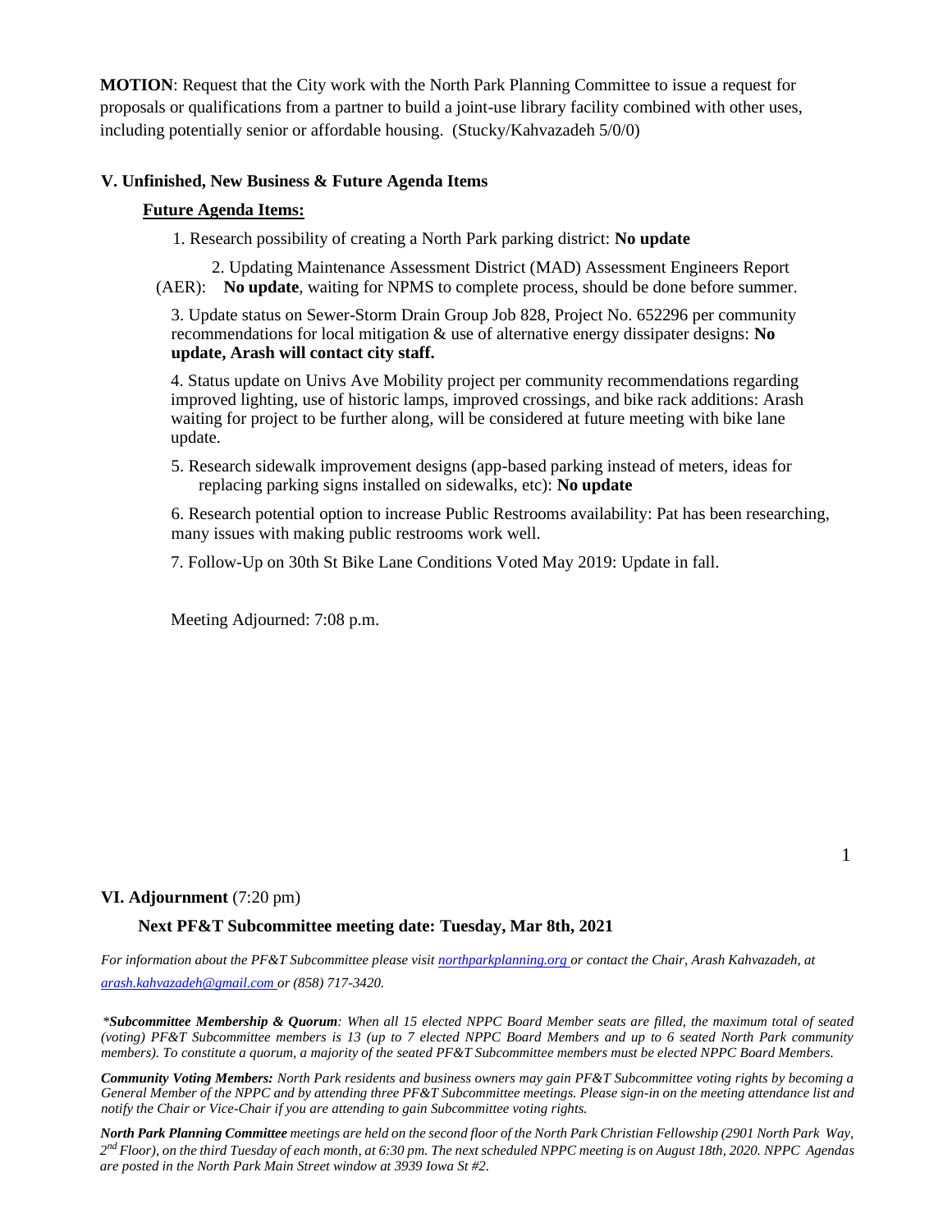**MOTION**: Request that the City work with the North Park Planning Committee to issue a request for proposals or qualifications from a partner to build a joint-use library facility combined with other uses, including potentially senior or affordable housing. (Stucky/Kahvazadeh 5/0/0)

### V. Unfinished, New Business & Future Agenda Items

**Future Agenda Items:**

1. Research possibility of creating a North Park parking district: **No update**
2. Updating Maintenance Assessment District (MAD) Assessment Engineers Report (AER): **No update**, waiting for NPMS to complete process, should be done before summer.
3. Update status on Sewer-Storm Drain Group Job 828, Project No. 652296 per community recommendations for local mitigation & use of alternative energy dissipater designs: **No update, Arash will contact city staff.**
4. Status update on Univs Ave Mobility project per community recommendations regarding improved lighting, use of historic lamps, improved crossings, and bike rack additions: Arash waiting for project to be further along, will be considered at future meeting with bike lane update.
5. Research sidewalk improvement designs (app-based parking instead of meters, ideas for replacing parking signs installed on sidewalks, etc): **No update**
6. Research potential option to increase Public Restrooms availability: Pat has been researching, many issues with making public restrooms work well.
7. Follow-Up on 30th St Bike Lane Conditions Voted May 2019: Update in fall.

Meeting Adjourned: 7:08 p.m.

### VI. Adjournment (7:20 pm)

**Next PF&T Subcommittee meeting date: Tuesday, Mar 8th, 2021**

*For information about the PF&T Subcommittee please visit [northparkplanning.org](northparkplanning.org) or contact the Chair, Arash Kahvazadeh, at [arash.kahvazadeh@gmail.com](mailto:arash.kahvazadeh@gmail.com) or (858) 717-3420.*

*\*Subcommittee Membership & Quorum: When all 15 elected NPPC Board Member seats are filled, the maximum total of seated (voting) PF&T Subcommittee members is 13 (up to 7 elected NPPC Board Members and up to 6 seated North Park community members). To constitute a quorum, a majority of the seated PF&T Subcommittee members must be elected NPPC Board Members.*

***Community Voting Members:** North Park residents and business owners may gain PF&T Subcommittee voting rights by becoming a General Member of the NPPC and by attending three PF&T Subcommittee meetings. Please sign-in on the meeting attendance list and notify the Chair or Vice-Chair if you are attending to gain Subcommittee voting rights.*

***North Park Planning Committee** meetings are held on the second floor of the North Park Christian Fellowship (2901 North Park Way, 2nd Floor), on the third Tuesday of each month, at 6:30 pm. The next scheduled NPPC meeting is on August 18th, 2020. NPPC Agendas are posted in the North Park Main Street window at 3939 Iowa St #2.*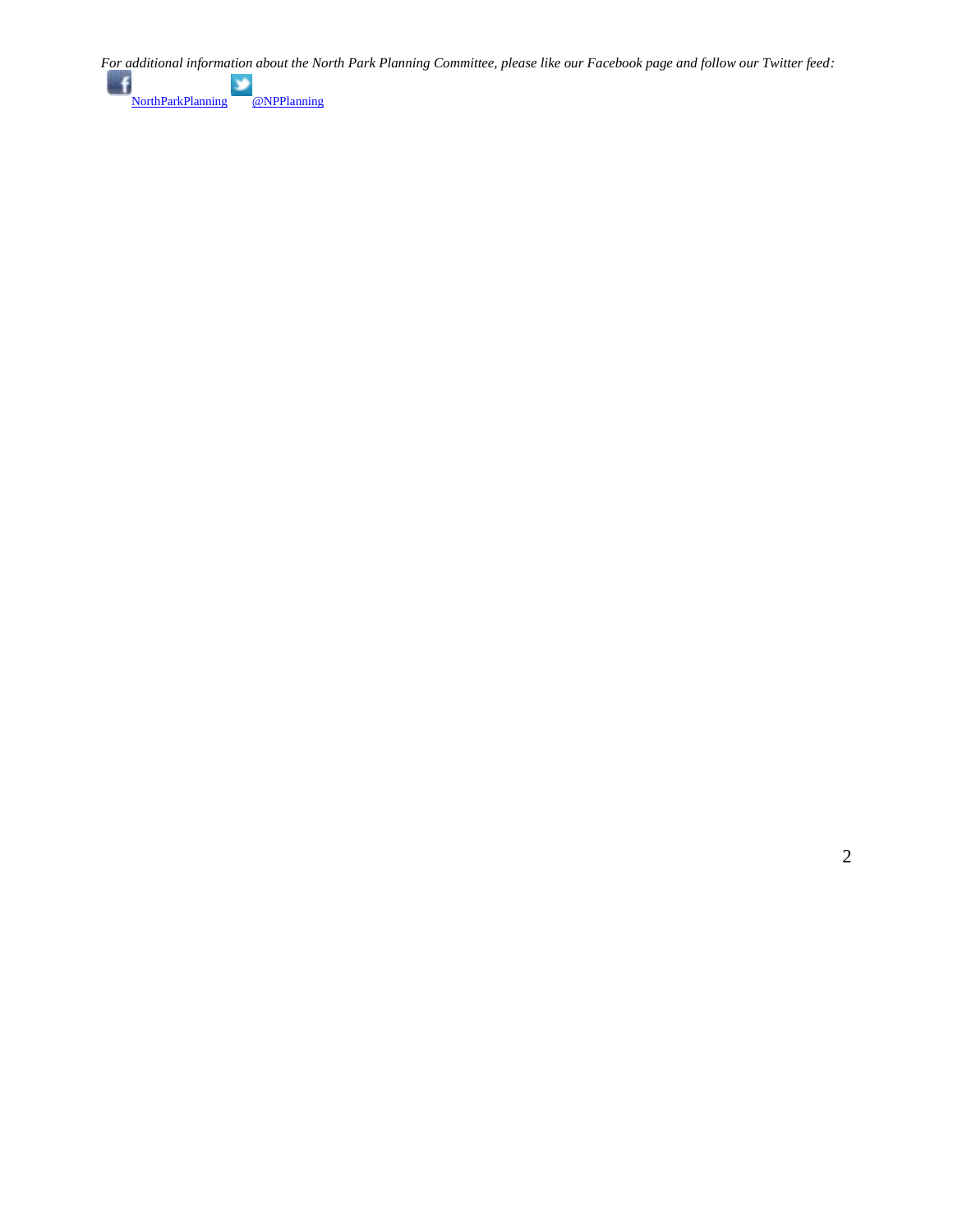*For additional information about the North Park Planning Committee, please like our Facebook page and follow our Twitter feed:*

NorthParkPlanning @NPPlanning